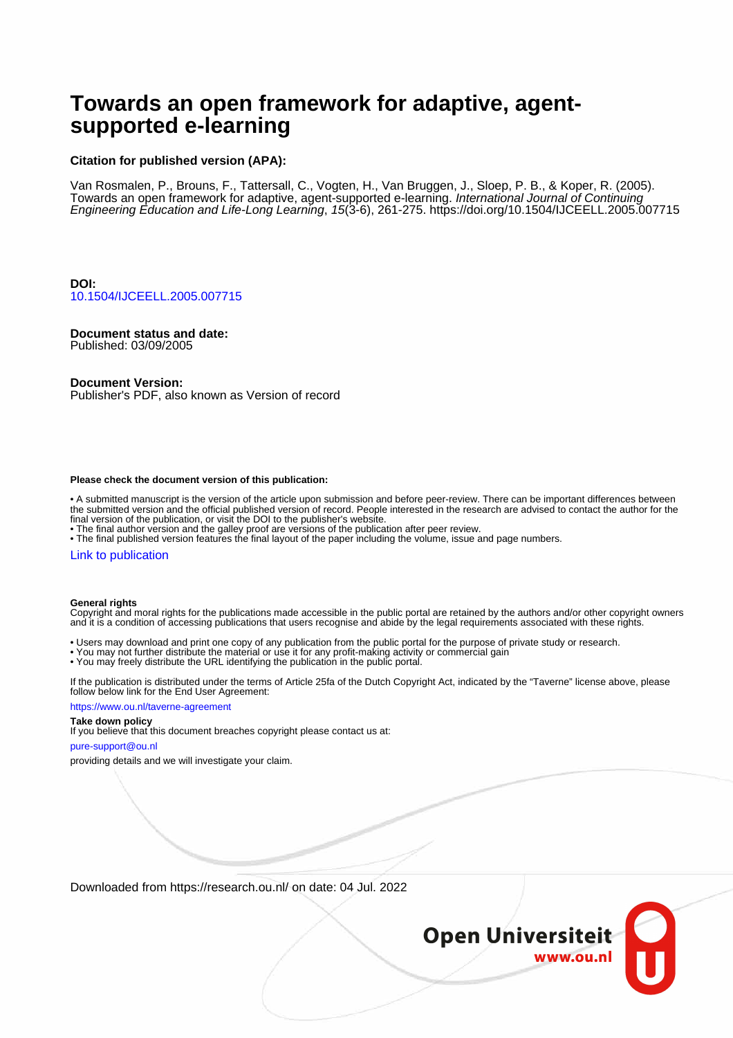# Towards an open framework for adaptive, agent-supported e-learning

**Citation for published version (APA):**

Van Rosmalen, P., Brouns, F., Tattersall, C., Vogten, H., Van Bruggen, J., Sloep, P. B., & Koper, R. (2005). Towards an open framework for adaptive, agent-supported e-learning. *International Journal of Continuing Engineering Education and Life-Long Learning*, *15*(3-6), 261-275. https://doi.org/10.1504/IJCEELL.2005.007715

**DOI:**
10.1504/IJCEELL.2005.007715

**Document status and date:**
Published: 03/09/2005

**Document Version:**
Publisher's PDF, also known as Version of record

**Please check the document version of this publication:**

- A submitted manuscript is the version of the article upon submission and before peer-review. There can be important differences between the submitted version and the official published version of record. People interested in the research are advised to contact the author for the final version of the publication, or visit the DOI to the publisher's website.
- The final author version and the galley proof are versions of the publication after peer review.
- The final published version features the final layout of the paper including the volume, issue and page numbers.

Link to publication

**General rights**
Copyright and moral rights for the publications made accessible in the public portal are retained by the authors and/or other copyright owners and it is a condition of accessing publications that users recognise and abide by the legal requirements associated with these rights.

- Users may download and print one copy of any publication from the public portal for the purpose of private study or research.
- You may not further distribute the material or use it for any profit-making activity or commercial gain
- You may freely distribute the URL identifying the publication in the public portal.

If the publication is distributed under the terms of Article 25fa of the Dutch Copyright Act, indicated by the "Taverne" license above, please follow below link for the End User Agreement:

https://www.ou.nl/taverne-agreement

**Take down policy**
If you believe that this document breaches copyright please contact us at:

pure-support@ou.nl

providing details and we will investigate your claim.

Downloaded from https://research.ou.nl/ on date: 04 Jul. 2022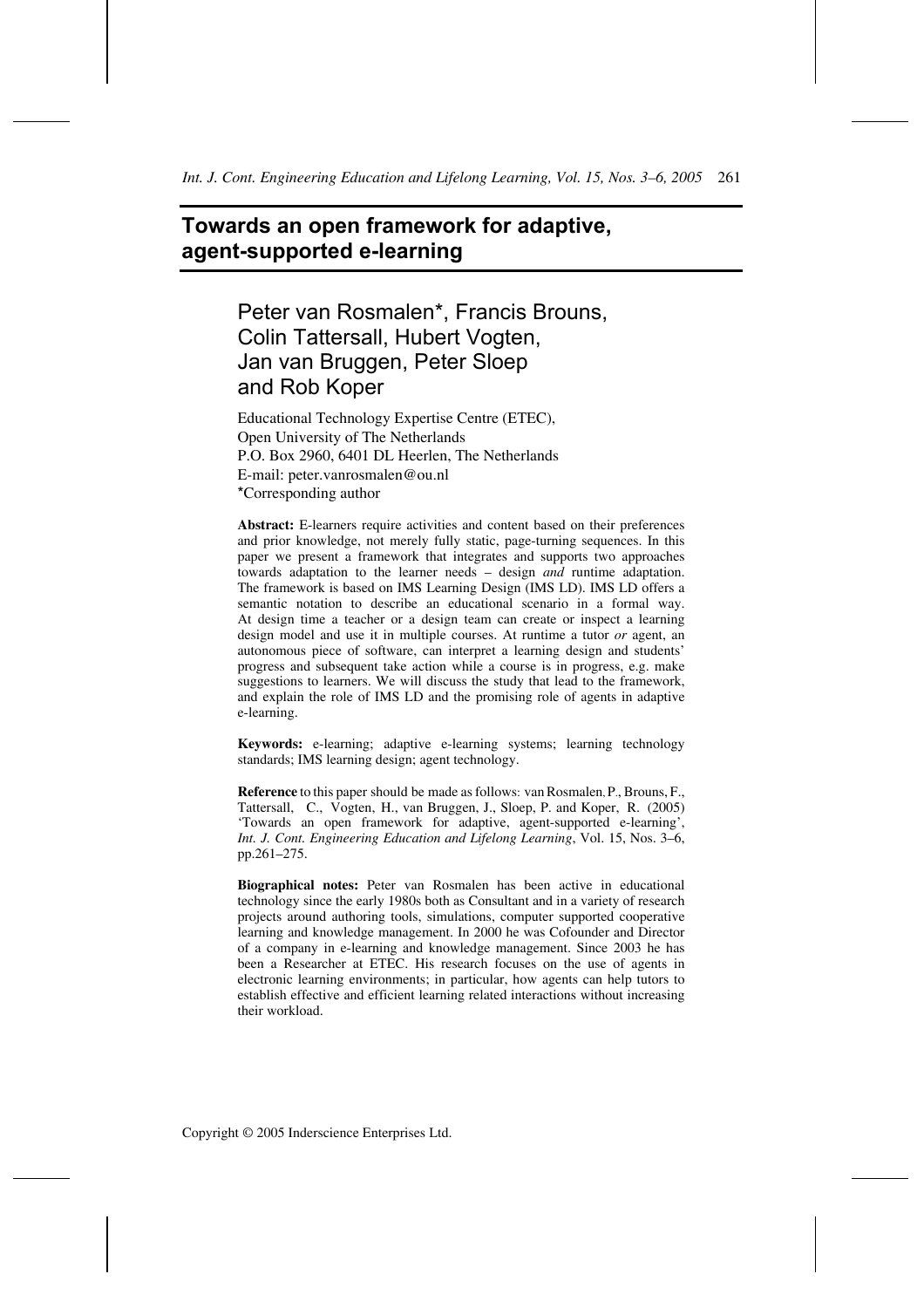# Towards an open framework for adaptive, agent-supported e-learning

Peter van Rosmalen*, Francis Brouns, Colin Tattersall, Hubert Vogten, Jan van Bruggen, Peter Sloep and Rob Koper

Educational Technology Expertise Centre (ETEC),
Open University of The Netherlands
P.O. Box 2960, 6401 DL Heerlen, The Netherlands
E-mail: peter.vanrosmalen@ou.nl
*Corresponding author

**Abstract:** E-learners require activities and content based on their preferences and prior knowledge, not merely fully static, page-turning sequences. In this paper we present a framework that integrates and supports two approaches towards adaptation to the learner needs – design *and* runtime adaptation. The framework is based on IMS Learning Design (IMS LD). IMS LD offers a semantic notation to describe an educational scenario in a formal way. At design time a teacher or a design team can create or inspect a learning design model and use it in multiple courses. At runtime a tutor *or* agent, an autonomous piece of software, can interpret a learning design and students' progress and subsequent take action while a course is in progress, e.g. make suggestions to learners. We will discuss the study that lead to the framework, and explain the role of IMS LD and the promising role of agents in adaptive e-learning.

**Keywords:** e-learning; adaptive e-learning systems; learning technology standards; IMS learning design; agent technology.

**Reference** to this paper should be made as follows: van Rosmalen, P., Brouns, F., Tattersall, C., Vogten, H., van Bruggen, J., Sloep, P. and Koper, R. (2005) 'Towards an open framework for adaptive, agent-supported e-learning', *Int. J. Cont. Engineering Education and Lifelong Learning*, Vol. 15, Nos. 3–6, pp.261–275.

**Biographical notes:** Peter van Rosmalen has been active in educational technology since the early 1980s both as Consultant and in a variety of research projects around authoring tools, simulations, computer supported cooperative learning and knowledge management. In 2000 he was Cofounder and Director of a company in e-learning and knowledge management. Since 2003 he has been a Researcher at ETEC. His research focuses on the use of agents in electronic learning environments; in particular, how agents can help tutors to establish effective and efficient learning related interactions without increasing their workload.

Copyright © 2005 Inderscience Enterprises Ltd.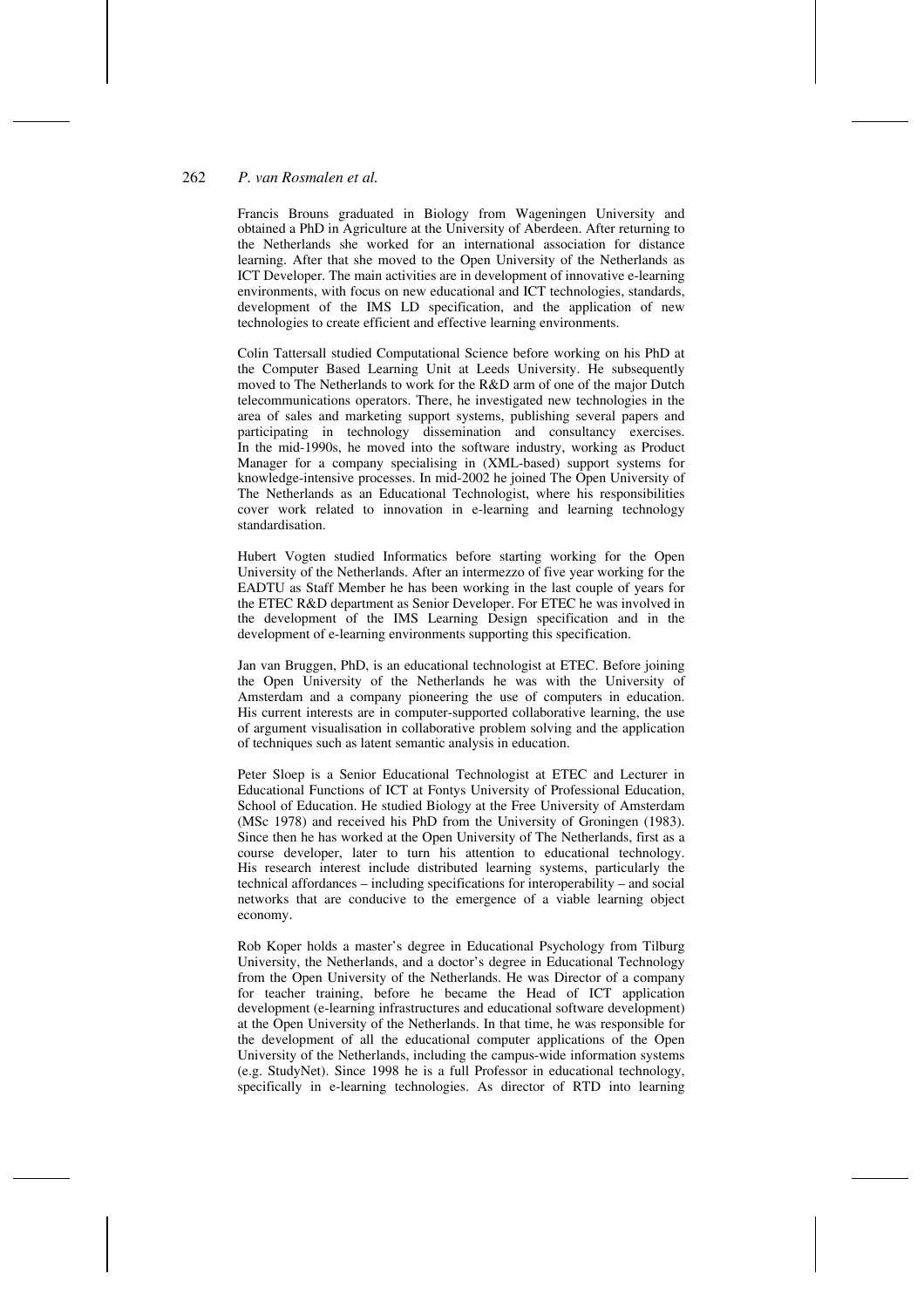Francis Brouns graduated in Biology from Wageningen University and obtained a PhD in Agriculture at the University of Aberdeen. After returning to the Netherlands she worked for an international association for distance learning. After that she moved to the Open University of the Netherlands as ICT Developer. The main activities are in development of innovative e-learning environments, with focus on new educational and ICT technologies, standards, development of the IMS LD specification, and the application of new technologies to create efficient and effective learning environments.

Colin Tattersall studied Computational Science before working on his PhD at the Computer Based Learning Unit at Leeds University. He subsequently moved to The Netherlands to work for the R&D arm of one of the major Dutch telecommunications operators. There, he investigated new technologies in the area of sales and marketing support systems, publishing several papers and participating in technology dissemination and consultancy exercises. In the mid-1990s, he moved into the software industry, working as Product Manager for a company specialising in (XML-based) support systems for knowledge-intensive processes. In mid-2002 he joined The Open University of The Netherlands as an Educational Technologist, where his responsibilities cover work related to innovation in e-learning and learning technology standardisation.

Hubert Vogten studied Informatics before starting working for the Open University of the Netherlands. After an intermezzo of five year working for the EADTU as Staff Member he has been working in the last couple of years for the ETEC R&D department as Senior Developer. For ETEC he was involved in the development of the IMS Learning Design specification and in the development of e-learning environments supporting this specification.

Jan van Bruggen, PhD, is an educational technologist at ETEC. Before joining the Open University of the Netherlands he was with the University of Amsterdam and a company pioneering the use of computers in education. His current interests are in computer-supported collaborative learning, the use of argument visualisation in collaborative problem solving and the application of techniques such as latent semantic analysis in education.

Peter Sloep is a Senior Educational Technologist at ETEC and Lecturer in Educational Functions of ICT at Fontys University of Professional Education, School of Education. He studied Biology at the Free University of Amsterdam (MSc 1978) and received his PhD from the University of Groningen (1983). Since then he has worked at the Open University of The Netherlands, first as a course developer, later to turn his attention to educational technology. His research interest include distributed learning systems, particularly the technical affordances – including specifications for interoperability – and social networks that are conducive to the emergence of a viable learning object economy.

Rob Koper holds a master's degree in Educational Psychology from Tilburg University, the Netherlands, and a doctor's degree in Educational Technology from the Open University of the Netherlands. He was Director of a company for teacher training, before he became the Head of ICT application development (e-learning infrastructures and educational software development) at the Open University of the Netherlands. In that time, he was responsible for the development of all the educational computer applications of the Open University of the Netherlands, including the campus-wide information systems (e.g. StudyNet). Since 1998 he is a full Professor in educational technology, specifically in e-learning technologies. As director of RTD into learning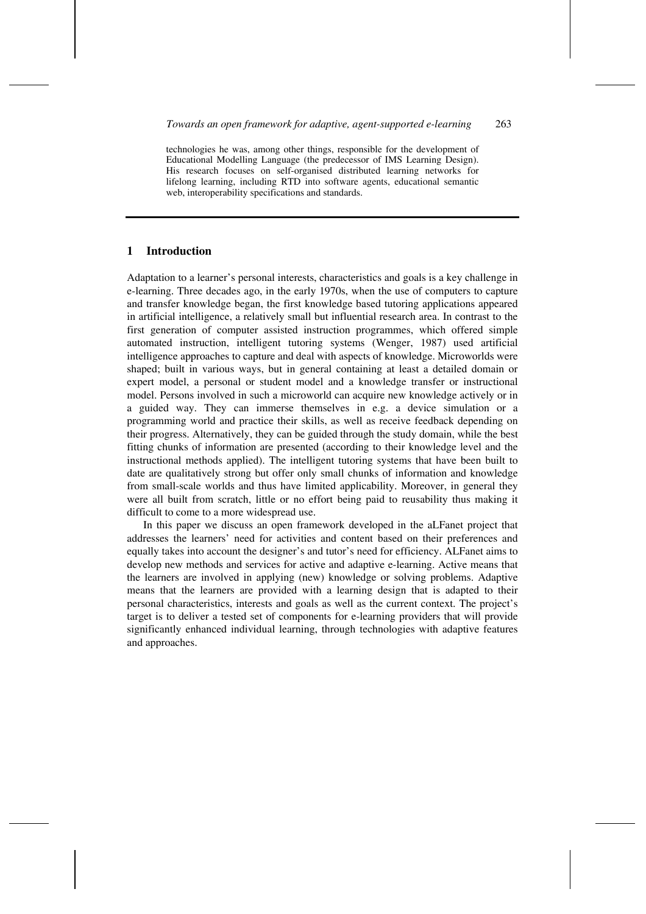technologies he was, among other things, responsible for the development of Educational Modelling Language (the predecessor of IMS Learning Design). His research focuses on self-organised distributed learning networks for lifelong learning, including RTD into software agents, educational semantic web, interoperability specifications and standards.

## 1 Introduction

Adaptation to a learner's personal interests, characteristics and goals is a key challenge in e-learning. Three decades ago, in the early 1970s, when the use of computers to capture and transfer knowledge began, the first knowledge based tutoring applications appeared in artificial intelligence, a relatively small but influential research area. In contrast to the first generation of computer assisted instruction programmes, which offered simple automated instruction, intelligent tutoring systems (Wenger, 1987) used artificial intelligence approaches to capture and deal with aspects of knowledge. Microworlds were shaped; built in various ways, but in general containing at least a detailed domain or expert model, a personal or student model and a knowledge transfer or instructional model. Persons involved in such a microworld can acquire new knowledge actively or in a guided way. They can immerse themselves in e.g. a device simulation or a programming world and practice their skills, as well as receive feedback depending on their progress. Alternatively, they can be guided through the study domain, while the best fitting chunks of information are presented (according to their knowledge level and the instructional methods applied). The intelligent tutoring systems that have been built to date are qualitatively strong but offer only small chunks of information and knowledge from small-scale worlds and thus have limited applicability. Moreover, in general they were all built from scratch, little or no effort being paid to reusability thus making it difficult to come to a more widespread use.

In this paper we discuss an open framework developed in the aLFanet project that addresses the learners' need for activities and content based on their preferences and equally takes into account the designer's and tutor's need for efficiency. ALFanet aims to develop new methods and services for active and adaptive e-learning. Active means that the learners are involved in applying (new) knowledge or solving problems. Adaptive means that the learners are provided with a learning design that is adapted to their personal characteristics, interests and goals as well as the current context. The project's target is to deliver a tested set of components for e-learning providers that will provide significantly enhanced individual learning, through technologies with adaptive features and approaches.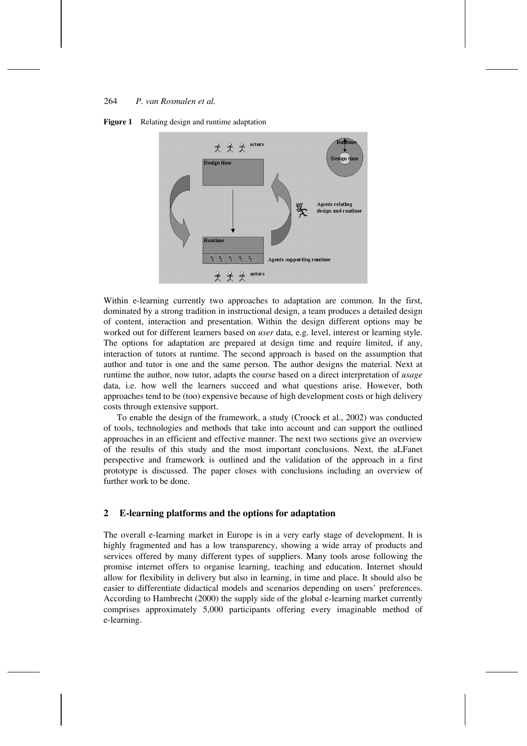**Figure 1** Relating design and runtime adaptation

Within e-learning currently two approaches to adaptation are common. In the first, dominated by a strong tradition in instructional design, a team produces a detailed design of content, interaction and presentation. Within the design different options may be worked out for different learners based on *user* data, e.g. level, interest or learning style. The options for adaptation are prepared at design time and require limited, if any, interaction of tutors at runtime. The second approach is based on the assumption that author and tutor is one and the same person. The author designs the material. Next at runtime the author, now tutor, adapts the course based on a direct interpretation of *usage* data, i.e. how well the learners succeed and what questions arise. However, both approaches tend to be (too) expensive because of high development costs or high delivery costs through extensive support.

To enable the design of the framework, a study (Croock et al., 2002) was conducted of tools, technologies and methods that take into account and can support the outlined approaches in an efficient and effective manner. The next two sections give an overview of the results of this study and the most important conclusions. Next, the aLFanet perspective and framework is outlined and the validation of the approach in a first prototype is discussed. The paper closes with conclusions including an overview of further work to be done.

## 2 E-learning platforms and the options for adaptation

The overall e-learning market in Europe is in a very early stage of development. It is highly fragmented and has a low transparency, showing a wide array of products and services offered by many different types of suppliers. Many tools arose following the promise internet offers to organise learning, teaching and education. Internet should allow for flexibility in delivery but also in learning, in time and place. It should also be easier to differentiate didactical models and scenarios depending on users' preferences. According to Hambrecht (2000) the supply side of the global e-learning market currently comprises approximately 5,000 participants offering every imaginable method of e-learning.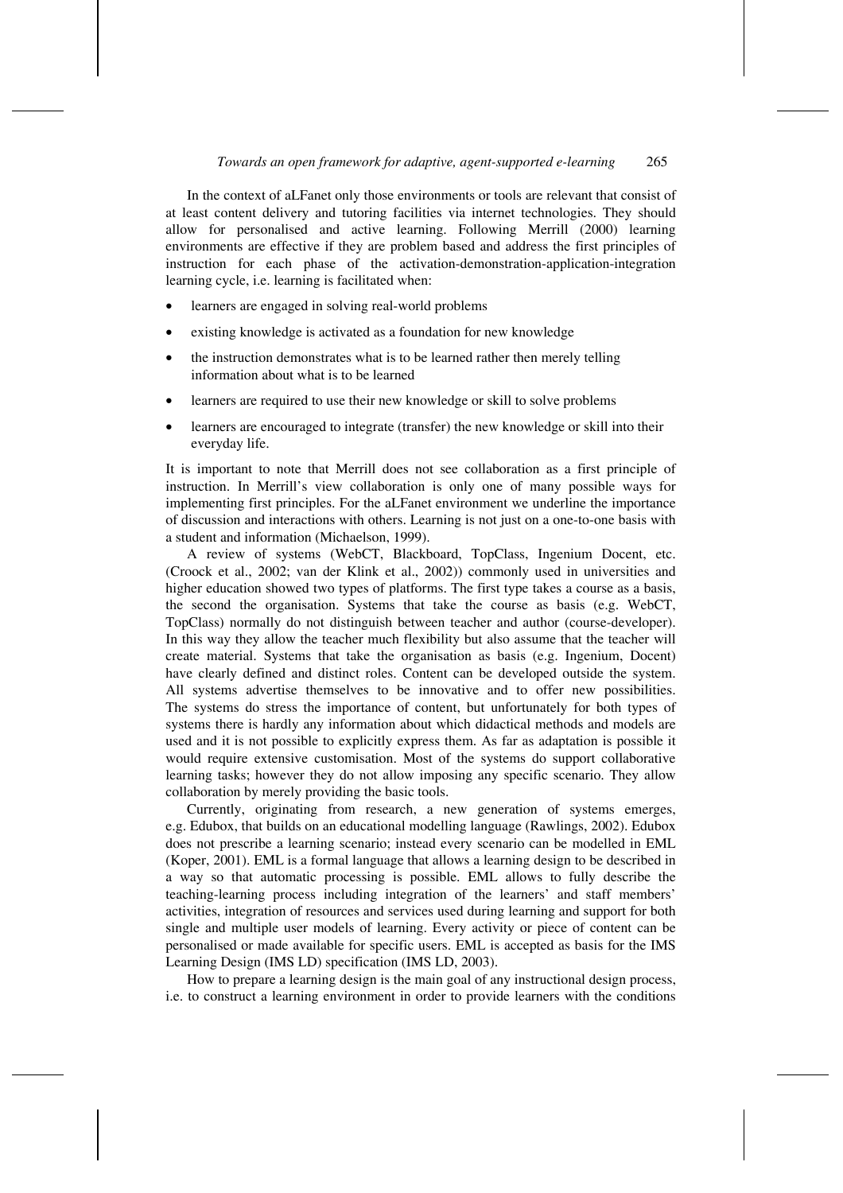In the context of aLFanet only those environments or tools are relevant that consist of at least content delivery and tutoring facilities via internet technologies. They should allow for personalised and active learning. Following Merrill (2000) learning environments are effective if they are problem based and address the first principles of instruction for each phase of the activation-demonstration-application-integration learning cycle, i.e. learning is facilitated when:

- learners are engaged in solving real-world problems
- existing knowledge is activated as a foundation for new knowledge
- the instruction demonstrates what is to be learned rather then merely telling information about what is to be learned
- learners are required to use their new knowledge or skill to solve problems
- learners are encouraged to integrate (transfer) the new knowledge or skill into their everyday life.

It is important to note that Merrill does not see collaboration as a first principle of instruction. In Merrill's view collaboration is only one of many possible ways for implementing first principles. For the aLFanet environment we underline the importance of discussion and interactions with others. Learning is not just on a one-to-one basis with a student and information (Michaelson, 1999).

A review of systems (WebCT, Blackboard, TopClass, Ingenium Docent, etc. (Croock et al., 2002; van der Klink et al., 2002)) commonly used in universities and higher education showed two types of platforms. The first type takes a course as a basis, the second the organisation. Systems that take the course as basis (e.g. WebCT, TopClass) normally do not distinguish between teacher and author (course-developer). In this way they allow the teacher much flexibility but also assume that the teacher will create material. Systems that take the organisation as basis (e.g. Ingenium, Docent) have clearly defined and distinct roles. Content can be developed outside the system. All systems advertise themselves to be innovative and to offer new possibilities. The systems do stress the importance of content, but unfortunately for both types of systems there is hardly any information about which didactical methods and models are used and it is not possible to explicitly express them. As far as adaptation is possible it would require extensive customisation. Most of the systems do support collaborative learning tasks; however they do not allow imposing any specific scenario. They allow collaboration by merely providing the basic tools.

Currently, originating from research, a new generation of systems emerges, e.g. Edubox, that builds on an educational modelling language (Rawlings, 2002). Edubox does not prescribe a learning scenario; instead every scenario can be modelled in EML (Koper, 2001). EML is a formal language that allows a learning design to be described in a way so that automatic processing is possible. EML allows to fully describe the teaching-learning process including integration of the learners' and staff members' activities, integration of resources and services used during learning and support for both single and multiple user models of learning. Every activity or piece of content can be personalised or made available for specific users. EML is accepted as basis for the IMS Learning Design (IMS LD) specification (IMS LD, 2003).

How to prepare a learning design is the main goal of any instructional design process, i.e. to construct a learning environment in order to provide learners with the conditions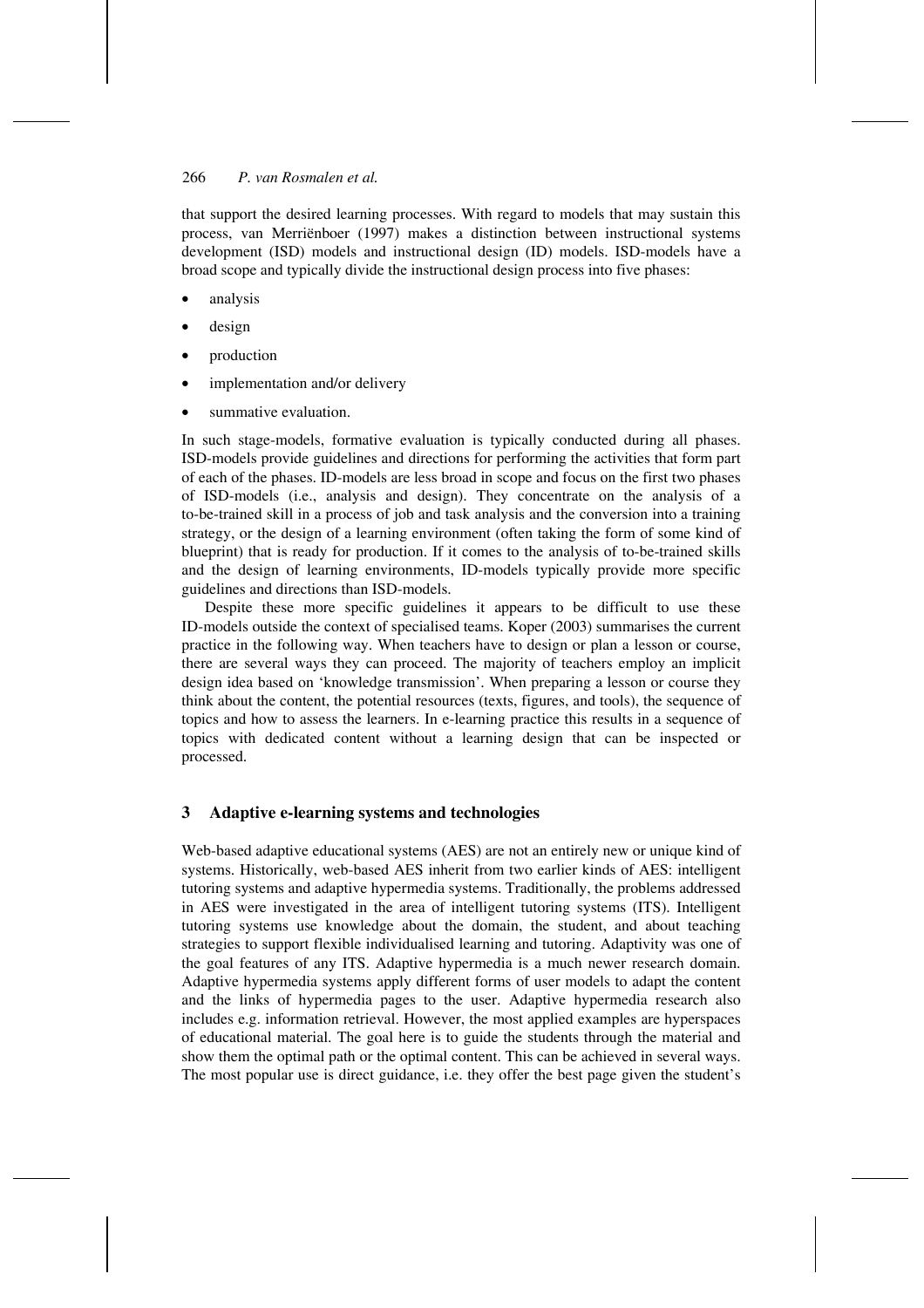that support the desired learning processes. With regard to models that may sustain this process, van Merriënboer (1997) makes a distinction between instructional systems development (ISD) models and instructional design (ID) models. ISD-models have a broad scope and typically divide the instructional design process into five phases:

- analysis
- design
- production
- implementation and/or delivery
- summative evaluation.

In such stage-models, formative evaluation is typically conducted during all phases. ISD-models provide guidelines and directions for performing the activities that form part of each of the phases. ID-models are less broad in scope and focus on the first two phases of ISD-models (i.e., analysis and design). They concentrate on the analysis of a to-be-trained skill in a process of job and task analysis and the conversion into a training strategy, or the design of a learning environment (often taking the form of some kind of blueprint) that is ready for production. If it comes to the analysis of to-be-trained skills and the design of learning environments, ID-models typically provide more specific guidelines and directions than ISD-models.

Despite these more specific guidelines it appears to be difficult to use these ID-models outside the context of specialised teams. Koper (2003) summarises the current practice in the following way. When teachers have to design or plan a lesson or course, there are several ways they can proceed. The majority of teachers employ an implicit design idea based on 'knowledge transmission'. When preparing a lesson or course they think about the content, the potential resources (texts, figures, and tools), the sequence of topics and how to assess the learners. In e-learning practice this results in a sequence of topics with dedicated content without a learning design that can be inspected or processed.

## 3 Adaptive e-learning systems and technologies

Web-based adaptive educational systems (AES) are not an entirely new or unique kind of systems. Historically, web-based AES inherit from two earlier kinds of AES: intelligent tutoring systems and adaptive hypermedia systems. Traditionally, the problems addressed in AES were investigated in the area of intelligent tutoring systems (ITS). Intelligent tutoring systems use knowledge about the domain, the student, and about teaching strategies to support flexible individualised learning and tutoring. Adaptivity was one of the goal features of any ITS. Adaptive hypermedia is a much newer research domain. Adaptive hypermedia systems apply different forms of user models to adapt the content and the links of hypermedia pages to the user. Adaptive hypermedia research also includes e.g. information retrieval. However, the most applied examples are hyperspaces of educational material. The goal here is to guide the students through the material and show them the optimal path or the optimal content. This can be achieved in several ways. The most popular use is direct guidance, i.e. they offer the best page given the student's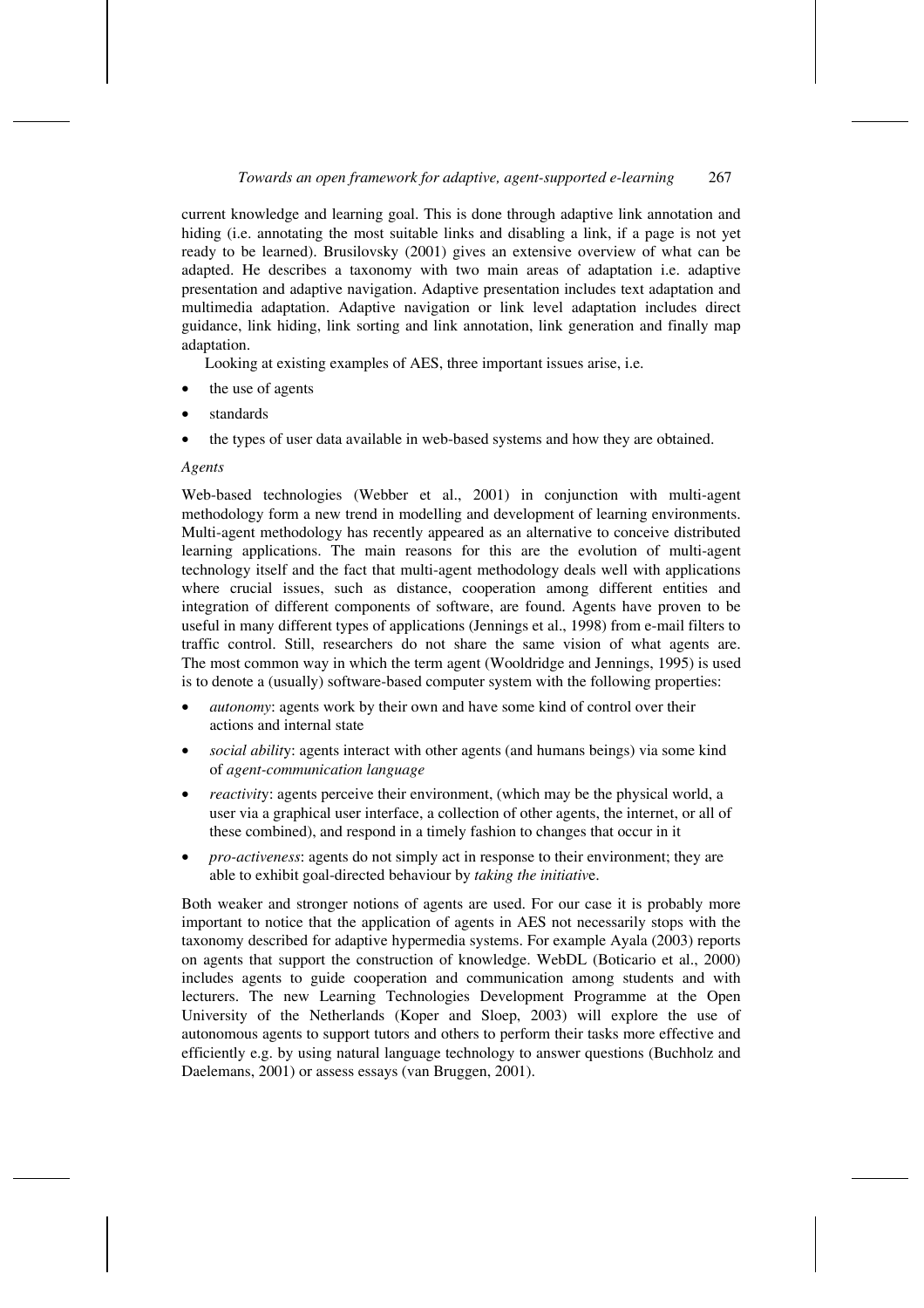current knowledge and learning goal. This is done through adaptive link annotation and hiding (i.e. annotating the most suitable links and disabling a link, if a page is not yet ready to be learned). Brusilovsky (2001) gives an extensive overview of what can be adapted. He describes a taxonomy with two main areas of adaptation i.e. adaptive presentation and adaptive navigation. Adaptive presentation includes text adaptation and multimedia adaptation. Adaptive navigation or link level adaptation includes direct guidance, link hiding, link sorting and link annotation, link generation and finally map adaptation.

Looking at existing examples of AES, three important issues arise, i.e.

- the use of agents
- standards
- the types of user data available in web-based systems and how they are obtained.

*Agents*

Web-based technologies (Webber et al., 2001) in conjunction with multi-agent methodology form a new trend in modelling and development of learning environments. Multi-agent methodology has recently appeared as an alternative to conceive distributed learning applications. The main reasons for this are the evolution of multi-agent technology itself and the fact that multi-agent methodology deals well with applications where crucial issues, such as distance, cooperation among different entities and integration of different components of software, are found. Agents have proven to be useful in many different types of applications (Jennings et al., 1998) from e-mail filters to traffic control. Still, researchers do not share the same vision of what agents are. The most common way in which the term agent (Wooldridge and Jennings, 1995) is used is to denote a (usually) software-based computer system with the following properties:

- *autonomy*: agents work by their own and have some kind of control over their actions and internal state
- *social abilit*y: agents interact with other agents (and humans beings) via some kind of *agent-communication language*
- *reactivit*y: agents perceive their environment, (which may be the physical world, a user via a graphical user interface, a collection of other agents, the internet, or all of these combined), and respond in a timely fashion to changes that occur in it
- *pro-activeness*: agents do not simply act in response to their environment; they are able to exhibit goal-directed behaviour by *taking the initiativ*e.

Both weaker and stronger notions of agents are used. For our case it is probably more important to notice that the application of agents in AES not necessarily stops with the taxonomy described for adaptive hypermedia systems. For example Ayala (2003) reports on agents that support the construction of knowledge. WebDL (Boticario et al., 2000) includes agents to guide cooperation and communication among students and with lecturers. The new Learning Technologies Development Programme at the Open University of the Netherlands (Koper and Sloep, 2003) will explore the use of autonomous agents to support tutors and others to perform their tasks more effective and efficiently e.g. by using natural language technology to answer questions (Buchholz and Daelemans, 2001) or assess essays (van Bruggen, 2001).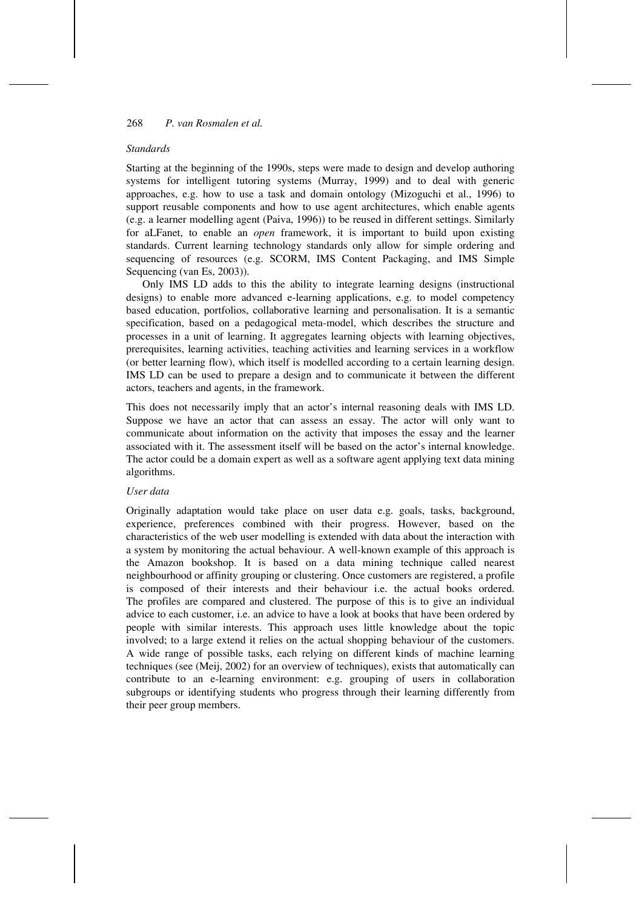*Standards*

Starting at the beginning of the 1990s, steps were made to design and develop authoring systems for intelligent tutoring systems (Murray, 1999) and to deal with generic approaches, e.g. how to use a task and domain ontology (Mizoguchi et al., 1996) to support reusable components and how to use agent architectures, which enable agents (e.g. a learner modelling agent (Paiva, 1996)) to be reused in different settings. Similarly for aLFanet, to enable an *open* framework, it is important to build upon existing standards. Current learning technology standards only allow for simple ordering and sequencing of resources (e.g. SCORM, IMS Content Packaging, and IMS Simple Sequencing (van Es, 2003)).

Only IMS LD adds to this the ability to integrate learning designs (instructional designs) to enable more advanced e-learning applications, e.g. to model competency based education, portfolios, collaborative learning and personalisation. It is a semantic specification, based on a pedagogical meta-model, which describes the structure and processes in a unit of learning. It aggregates learning objects with learning objectives, prerequisites, learning activities, teaching activities and learning services in a workflow (or better learning flow), which itself is modelled according to a certain learning design. IMS LD can be used to prepare a design and to communicate it between the different actors, teachers and agents, in the framework.

This does not necessarily imply that an actor's internal reasoning deals with IMS LD. Suppose we have an actor that can assess an essay. The actor will only want to communicate about information on the activity that imposes the essay and the learner associated with it. The assessment itself will be based on the actor's internal knowledge. The actor could be a domain expert as well as a software agent applying text data mining algorithms.

*User data*

Originally adaptation would take place on user data e.g. goals, tasks, background, experience, preferences combined with their progress. However, based on the characteristics of the web user modelling is extended with data about the interaction with a system by monitoring the actual behaviour. A well-known example of this approach is the Amazon bookshop. It is based on a data mining technique called nearest neighbourhood or affinity grouping or clustering. Once customers are registered, a profile is composed of their interests and their behaviour i.e. the actual books ordered. The profiles are compared and clustered. The purpose of this is to give an individual advice to each customer, i.e. an advice to have a look at books that have been ordered by people with similar interests. This approach uses little knowledge about the topic involved; to a large extend it relies on the actual shopping behaviour of the customers. A wide range of possible tasks, each relying on different kinds of machine learning techniques (see (Meij, 2002) for an overview of techniques), exists that automatically can contribute to an e-learning environment: e.g. grouping of users in collaboration subgroups or identifying students who progress through their learning differently from their peer group members.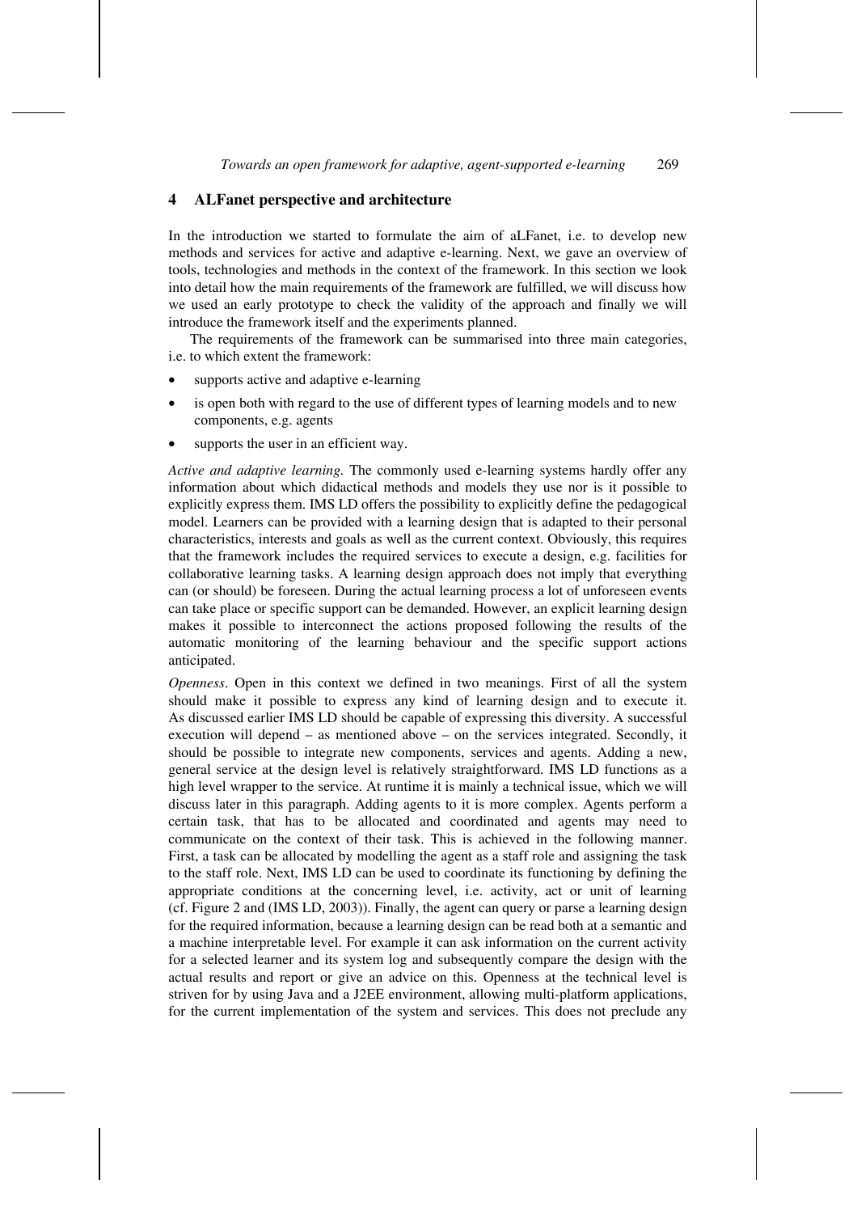## 4 ALFanet perspective and architecture

In the introduction we started to formulate the aim of aLFanet, i.e. to develop new methods and services for active and adaptive e-learning. Next, we gave an overview of tools, technologies and methods in the context of the framework. In this section we look into detail how the main requirements of the framework are fulfilled, we will discuss how we used an early prototype to check the validity of the approach and finally we will introduce the framework itself and the experiments planned.

The requirements of the framework can be summarised into three main categories, i.e. to which extent the framework:

- supports active and adaptive e-learning
- is open both with regard to the use of different types of learning models and to new components, e.g. agents
- supports the user in an efficient way.

*Active and adaptive learning.* The commonly used e-learning systems hardly offer any information about which didactical methods and models they use nor is it possible to explicitly express them. IMS LD offers the possibility to explicitly define the pedagogical model. Learners can be provided with a learning design that is adapted to their personal characteristics, interests and goals as well as the current context. Obviously, this requires that the framework includes the required services to execute a design, e.g. facilities for collaborative learning tasks. A learning design approach does not imply that everything can (or should) be foreseen. During the actual learning process a lot of unforeseen events can take place or specific support can be demanded. However, an explicit learning design makes it possible to interconnect the actions proposed following the results of the automatic monitoring of the learning behaviour and the specific support actions anticipated.

*Openness.* Open in this context we defined in two meanings. First of all the system should make it possible to express any kind of learning design and to execute it. As discussed earlier IMS LD should be capable of expressing this diversity. A successful execution will depend – as mentioned above – on the services integrated. Secondly, it should be possible to integrate new components, services and agents. Adding a new, general service at the design level is relatively straightforward. IMS LD functions as a high level wrapper to the service. At runtime it is mainly a technical issue, which we will discuss later in this paragraph. Adding agents to it is more complex. Agents perform a certain task, that has to be allocated and coordinated and agents may need to communicate on the context of their task. This is achieved in the following manner. First, a task can be allocated by modelling the agent as a staff role and assigning the task to the staff role. Next, IMS LD can be used to coordinate its functioning by defining the appropriate conditions at the concerning level, i.e. activity, act or unit of learning (cf. Figure 2 and (IMS LD, 2003)). Finally, the agent can query or parse a learning design for the required information, because a learning design can be read both at a semantic and a machine interpretable level. For example it can ask information on the current activity for a selected learner and its system log and subsequently compare the design with the actual results and report or give an advice on this. Openness at the technical level is striven for by using Java and a J2EE environment, allowing multi-platform applications, for the current implementation of the system and services. This does not preclude any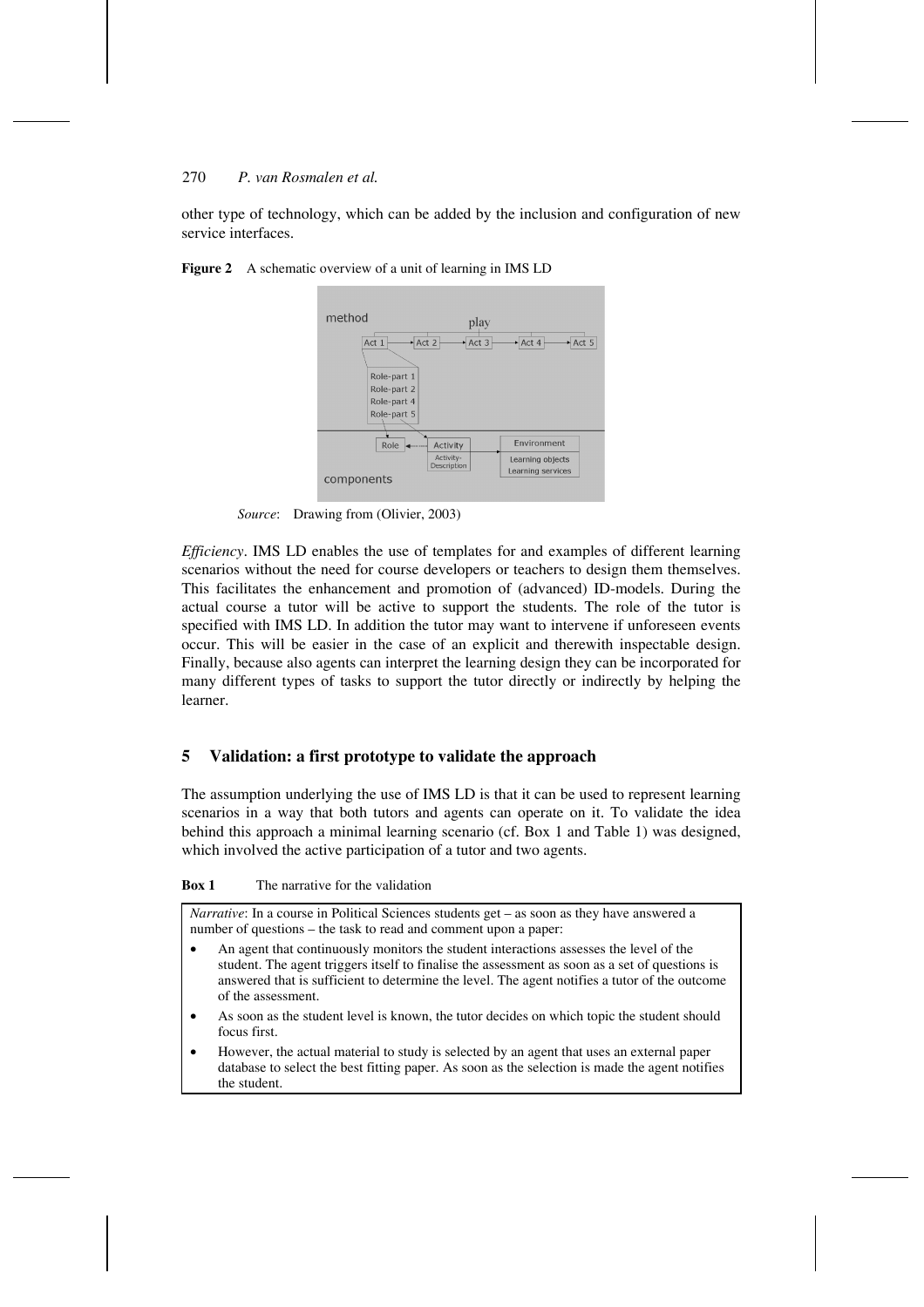other type of technology, which can be added by the inclusion and configuration of new service interfaces.

**Figure 2** A schematic overview of a unit of learning in IMS LD

*Source*: Drawing from (Olivier, 2003)

*Efficiency*. IMS LD enables the use of templates for and examples of different learning scenarios without the need for course developers or teachers to design them themselves. This facilitates the enhancement and promotion of (advanced) ID-models. During the actual course a tutor will be active to support the students. The role of the tutor is specified with IMS LD. In addition the tutor may want to intervene if unforeseen events occur. This will be easier in the case of an explicit and therewith inspectable design. Finally, because also agents can interpret the learning design they can be incorporated for many different types of tasks to support the tutor directly or indirectly by helping the learner.

## 5 Validation: a first prototype to validate the approach

The assumption underlying the use of IMS LD is that it can be used to represent learning scenarios in a way that both tutors and agents can operate on it. To validate the idea behind this approach a minimal learning scenario (cf. Box 1 and Table 1) was designed, which involved the active participation of a tutor and two agents.

**Box 1** The narrative for the validation

*Narrative*: In a course in Political Sciences students get – as soon as they have answered a number of questions – the task to read and comment upon a paper:

- An agent that continuously monitors the student interactions assesses the level of the student. The agent triggers itself to finalise the assessment as soon as a set of questions is answered that is sufficient to determine the level. The agent notifies a tutor of the outcome of the assessment.
- As soon as the student level is known, the tutor decides on which topic the student should focus first.
- However, the actual material to study is selected by an agent that uses an external paper database to select the best fitting paper. As soon as the selection is made the agent notifies the student.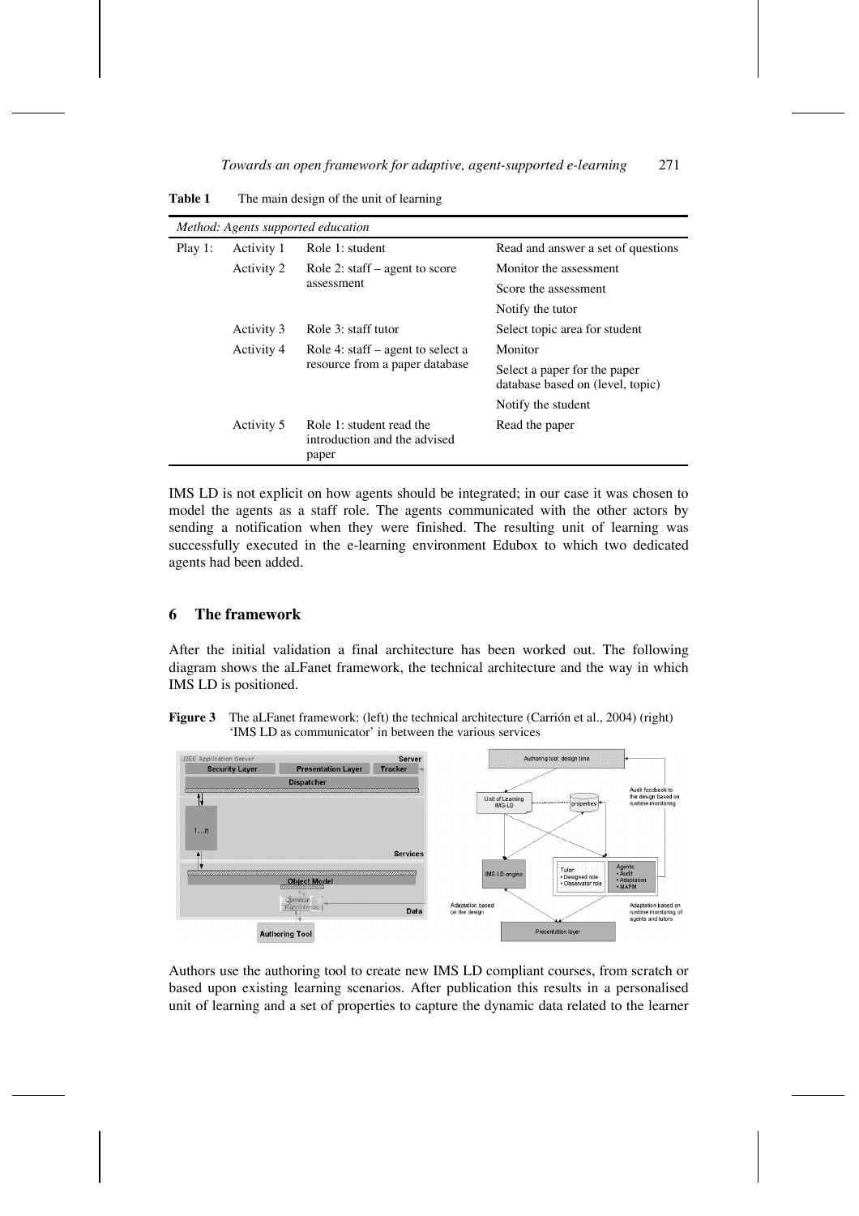**Table 1** The main design of the unit of learning

| *Method: Agents supported education* | | | |
|---|---|---|---|
| Play 1: | Activity 1 | Role 1: student | Read and answer a set of questions |
| | Activity 2 | Role 2: staff – agent to score assessment | Monitor the assessment |
| | | | Score the assessment |
| | | | Notify the tutor |
| | Activity 3 | Role 3: staff tutor | Select topic area for student |
| | Activity 4 | Role 4: staff – agent to select a resource from a paper database | Monitor |
| | | | Select a paper for the paper database based on (level, topic) |
| | | | Notify the student |
| | Activity 5 | Role 1: student read the introduction and the advised paper | Read the paper |

IMS LD is not explicit on how agents should be integrated; in our case it was chosen to model the agents as a staff role. The agents communicated with the other actors by sending a notification when they were finished. The resulting unit of learning was successfully executed in the e-learning environment Edubox to which two dedicated agents had been added.

## 6 The framework

After the initial validation a final architecture has been worked out. The following diagram shows the aLFanet framework, the technical architecture and the way in which IMS LD is positioned.

**Figure 3** The aLFanet framework: (left) the technical architecture (Carrión et al., 2004) (right) 'IMS LD as communicator' in between the various services

Authors use the authoring tool to create new IMS LD compliant courses, from scratch or based upon existing learning scenarios. After publication this results in a personalised unit of learning and a set of properties to capture the dynamic data related to the learner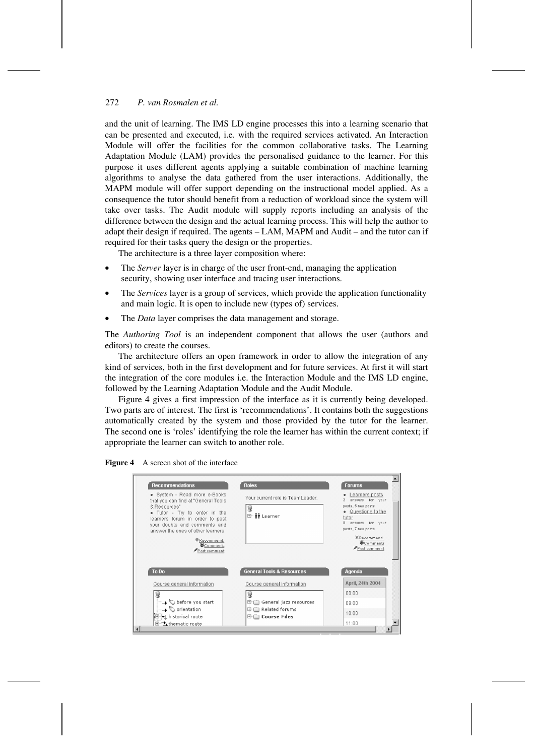and the unit of learning. The IMS LD engine processes this into a learning scenario that can be presented and executed, i.e. with the required services activated. An Interaction Module will offer the facilities for the common collaborative tasks. The Learning Adaptation Module (LAM) provides the personalised guidance to the learner. For this purpose it uses different agents applying a suitable combination of machine learning algorithms to analyse the data gathered from the user interactions. Additionally, the MAPM module will offer support depending on the instructional model applied. As a consequence the tutor should benefit from a reduction of workload since the system will take over tasks. The Audit module will supply reports including an analysis of the difference between the design and the actual learning process. This will help the author to adapt their design if required. The agents – LAM, MAPM and Audit – and the tutor can if required for their tasks query the design or the properties.

The architecture is a three layer composition where:

- The *Server* layer is in charge of the user front-end, managing the application security, showing user interface and tracing user interactions.
- The *Services* layer is a group of services, which provide the application functionality and main logic. It is open to include new (types of) services.
- The *Data* layer comprises the data management and storage.

The *Authoring Tool* is an independent component that allows the user (authors and editors) to create the courses.

The architecture offers an open framework in order to allow the integration of any kind of services, both in the first development and for future services. At first it will start the integration of the core modules i.e. the Interaction Module and the IMS LD engine, followed by the Learning Adaptation Module and the Audit Module.

Figure 4 gives a first impression of the interface as it is currently being developed. Two parts are of interest. The first is 'recommendations'. It contains both the suggestions automatically created by the system and those provided by the tutor for the learner. The second one is 'roles' identifying the role the learner has within the current context; if appropriate the learner can switch to another role.

**Figure 4** A screen shot of the interface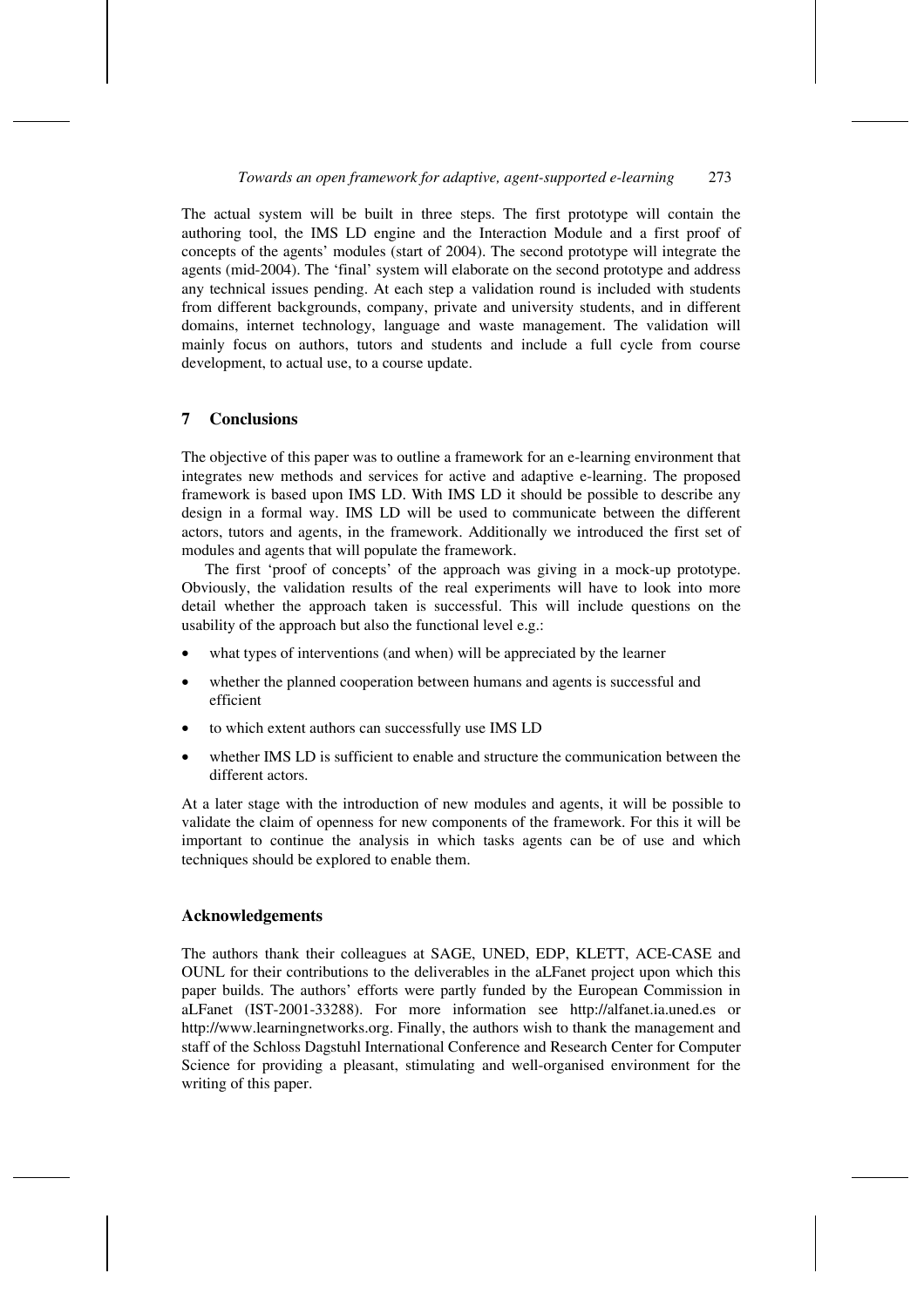The actual system will be built in three steps. The first prototype will contain the authoring tool, the IMS LD engine and the Interaction Module and a first proof of concepts of the agents' modules (start of 2004). The second prototype will integrate the agents (mid-2004). The 'final' system will elaborate on the second prototype and address any technical issues pending. At each step a validation round is included with students from different backgrounds, company, private and university students, and in different domains, internet technology, language and waste management. The validation will mainly focus on authors, tutors and students and include a full cycle from course development, to actual use, to a course update.

## 7 Conclusions

The objective of this paper was to outline a framework for an e-learning environment that integrates new methods and services for active and adaptive e-learning. The proposed framework is based upon IMS LD. With IMS LD it should be possible to describe any design in a formal way. IMS LD will be used to communicate between the different actors, tutors and agents, in the framework. Additionally we introduced the first set of modules and agents that will populate the framework.

The first 'proof of concepts' of the approach was giving in a mock-up prototype. Obviously, the validation results of the real experiments will have to look into more detail whether the approach taken is successful. This will include questions on the usability of the approach but also the functional level e.g.:

- what types of interventions (and when) will be appreciated by the learner
- whether the planned cooperation between humans and agents is successful and efficient
- to which extent authors can successfully use IMS LD
- whether IMS LD is sufficient to enable and structure the communication between the different actors.

At a later stage with the introduction of new modules and agents, it will be possible to validate the claim of openness for new components of the framework. For this it will be important to continue the analysis in which tasks agents can be of use and which techniques should be explored to enable them.

## Acknowledgements

The authors thank their colleagues at SAGE, UNED, EDP, KLETT, ACE-CASE and OUNL for their contributions to the deliverables in the aLFanet project upon which this paper builds. The authors' efforts were partly funded by the European Commission in aLFanet (IST-2001-33288). For more information see http://alfanet.ia.uned.es or http://www.learningnetworks.org. Finally, the authors wish to thank the management and staff of the Schloss Dagstuhl International Conference and Research Center for Computer Science for providing a pleasant, stimulating and well-organised environment for the writing of this paper.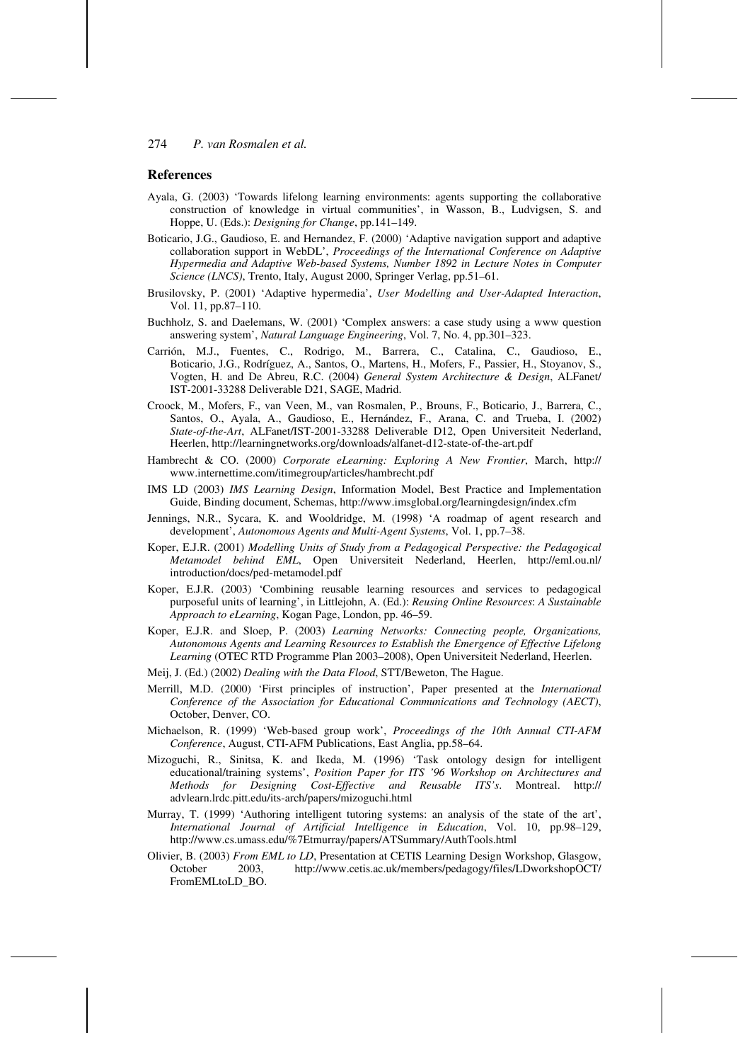## References

Ayala, G. (2003) 'Towards lifelong learning environments: agents supporting the collaborative construction of knowledge in virtual communities', in Wasson, B., Ludvigsen, S. and Hoppe, U. (Eds.): *Designing for Change*, pp.141–149.

Boticario, J.G., Gaudioso, E. and Hernandez, F. (2000) 'Adaptive navigation support and adaptive collaboration support in WebDL', *Proceedings of the International Conference on Adaptive Hypermedia and Adaptive Web-based Systems, Number 1892 in Lecture Notes in Computer Science (LNCS)*, Trento, Italy, August 2000, Springer Verlag, pp.51–61.

Brusilovsky, P. (2001) 'Adaptive hypermedia', *User Modelling and User-Adapted Interaction*, Vol. 11, pp.87–110.

Buchholz, S. and Daelemans, W. (2001) 'Complex answers: a case study using a www question answering system', *Natural Language Engineering*, Vol. 7, No. 4, pp.301–323.

Carrión, M.J., Fuentes, C., Rodrigo, M., Barrera, C., Catalina, C., Gaudioso, E., Boticario, J.G., Rodríguez, A., Santos, O., Martens, H., Mofers, F., Passier, H., Stoyanov, S., Vogten, H. and De Abreu, R.C. (2004) *General System Architecture & Design*, ALFanet/IST-2001-33288 Deliverable D21, SAGE, Madrid.

Croock, M., Mofers, F., van Veen, M., van Rosmalen, P., Brouns, F., Boticario, J., Barrera, C., Santos, O., Ayala, A., Gaudioso, E., Hernández, F., Arana, C. and Trueba, I. (2002) *State-of-the-Art*, ALFanet/IST-2001-33288 Deliverable D12, Open Universiteit Nederland, Heerlen, http://learningnetworks.org/downloads/alfanet-d12-state-of-the-art.pdf

Hambrecht & CO. (2000) *Corporate eLearning: Exploring A New Frontier*, March, http://www.internettime.com/itimegroup/articles/hambrecht.pdf

IMS LD (2003) *IMS Learning Design*, Information Model, Best Practice and Implementation Guide, Binding document, Schemas, http://www.imsglobal.org/learningdesign/index.cfm

Jennings, N.R., Sycara, K. and Wooldridge, M. (1998) 'A roadmap of agent research and development', *Autonomous Agents and Multi-Agent Systems*, Vol. 1, pp.7–38.

Koper, E.J.R. (2001) *Modelling Units of Study from a Pedagogical Perspective: the Pedagogical Metamodel behind EML*, Open Universiteit Nederland, Heerlen, http://eml.ou.nl/introduction/docs/ped-metamodel.pdf

Koper, E.J.R. (2003) 'Combining reusable learning resources and services to pedagogical purposeful units of learning', in Littlejohn, A. (Ed.): *Reusing Online Resources*: *A Sustainable Approach to eLearning*, Kogan Page, London, pp. 46–59.

Koper, E.J.R. and Sloep, P. (2003) *Learning Networks: Connecting people, Organizations, Autonomous Agents and Learning Resources to Establish the Emergence of Effective Lifelong Learning* (OTEC RTD Programme Plan 2003–2008), Open Universiteit Nederland, Heerlen.

Meij, J. (Ed.) (2002) *Dealing with the Data Flood*, STT/Beweton, The Hague.

Merrill, M.D. (2000) 'First principles of instruction', Paper presented at the *International Conference of the Association for Educational Communications and Technology (AECT)*, October, Denver, CO.

Michaelson, R. (1999) 'Web-based group work', *Proceedings of the 10th Annual CTI-AFM Conference*, August, CTI-AFM Publications, East Anglia, pp.58–64.

Mizoguchi, R., Sinitsa, K. and Ikeda, M. (1996) 'Task ontology design for intelligent educational/training systems', *Position Paper for ITS '96 Workshop on Architectures and Methods for Designing Cost-Effective and Reusable ITS's*. Montreal. http://advlearn.lrdc.pitt.edu/its-arch/papers/mizoguchi.html

Murray, T. (1999) 'Authoring intelligent tutoring systems: an analysis of the state of the art', *International Journal of Artificial Intelligence in Education*, Vol. 10, pp.98–129, http://www.cs.umass.edu/%7Etmurray/papers/ATSummary/AuthTools.html

Olivier, B. (2003) *From EML to LD*, Presentation at CETIS Learning Design Workshop, Glasgow, October 2003, http://www.cetis.ac.uk/members/pedagogy/files/LDworkshopOCT/FromEMLtoLD_BO.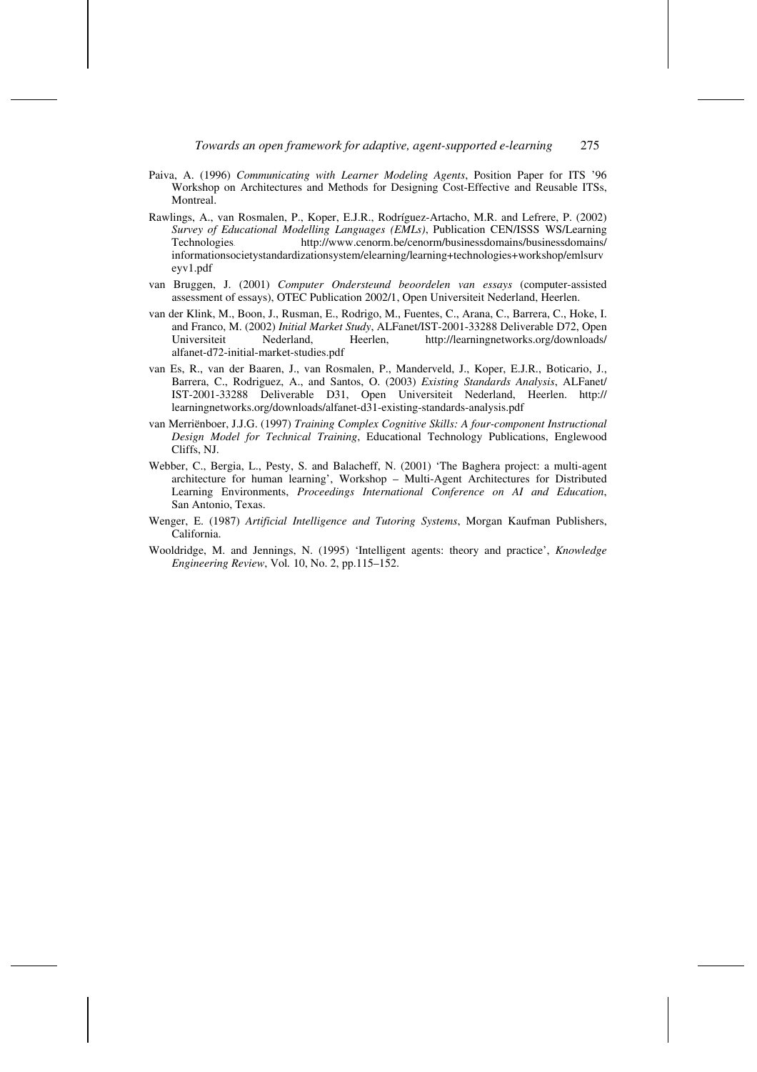Paiva, A. (1996) *Communicating with Learner Modeling Agents*, Position Paper for ITS '96 Workshop on Architectures and Methods for Designing Cost-Effective and Reusable ITSs, Montreal.

Rawlings, A., van Rosmalen, P., Koper, E.J.R., Rodríguez-Artacho, M.R. and Lefrere, P. (2002) *Survey of Educational Modelling Languages (EMLs)*, Publication CEN/ISSS WS/Learning Technologies. http://www.cenorm.be/cenorm/businessdomains/businessdomains/informationsocietystandardizationsystem/elearning/learning+technologies+workshop/emlsurveyv1.pdf

van Bruggen, J. (2001) *Computer Ondersteund beoordelen van essays* (computer-assisted assessment of essays), OTEC Publication 2002/1, Open Universiteit Nederland, Heerlen.

van der Klink, M., Boon, J., Rusman, E., Rodrigo, M., Fuentes, C., Arana, C., Barrera, C., Hoke, I. and Franco, M. (2002) *Initial Market Study*, ALFanet/IST-2001-33288 Deliverable D72, Open Universiteit Nederland, Heerlen, http://learningnetworks.org/downloads/alfanet-d72-initial-market-studies.pdf

van Es, R., van der Baaren, J., van Rosmalen, P., Manderveld, J., Koper, E.J.R., Boticario, J., Barrera, C., Rodriguez, A., and Santos, O. (2003) *Existing Standards Analysis*, ALFanet/IST-2001-33288 Deliverable D31, Open Universiteit Nederland, Heerlen. http://learningnetworks.org/downloads/alfanet-d31-existing-standards-analysis.pdf

van Merriënboer, J.J.G. (1997) *Training Complex Cognitive Skills: A four-component Instructional Design Model for Technical Training*, Educational Technology Publications, Englewood Cliffs, NJ.

Webber, C., Bergia, L., Pesty, S. and Balacheff, N. (2001) 'The Baghera project: a multi-agent architecture for human learning', Workshop – Multi-Agent Architectures for Distributed Learning Environments, *Proceedings International Conference on AI and Education*, San Antonio, Texas.

Wenger, E. (1987) *Artificial Intelligence and Tutoring Systems*, Morgan Kaufman Publishers, California.

Wooldridge, M. and Jennings, N. (1995) 'Intelligent agents: theory and practice', *Knowledge Engineering Review*, Vol. 10, No. 2, pp.115–152.